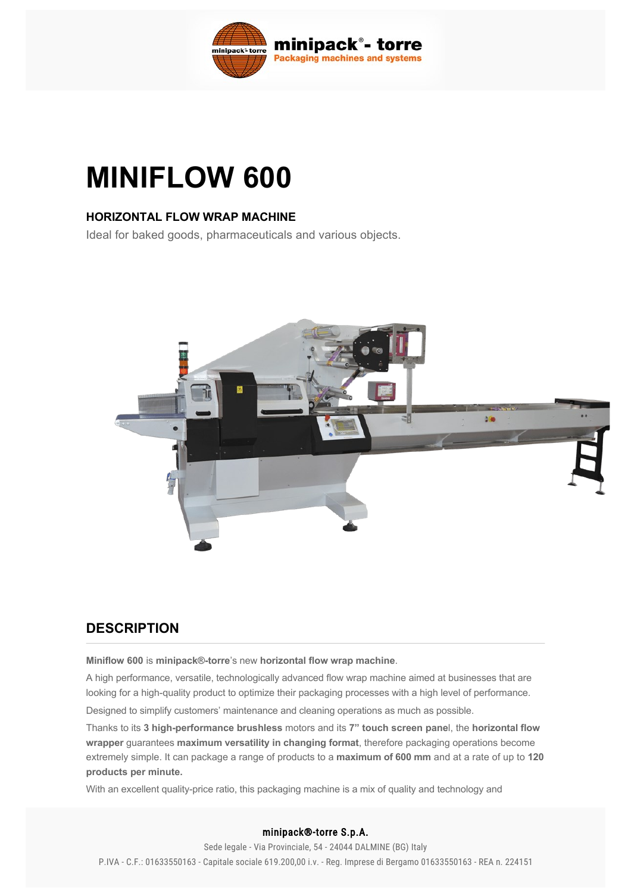# MINIFLOW 600

### HORIZONTAL FLOW WRAP MACHINE

Ideal for baked goods, pharmaceuticals and various objects.

## DESCRIPTION

**Miniflow 600** is **minipack®-torre**'s new **horizontal flow wrap machine**.

A high performance, versatile, technologically advanced flow wrap machine aimed at businesses that are looking for a high-quality product to optimize their packaging processes with a high level of performance.

Designed to simplify customers' maintenance and cleaning operations as much as possible.

Thanks to its **3 high-performance brushless** motors and its **7" touch screen panel**, the **horizontal flow wrapper** guarantees **maximum versatility in changing format**, therefore packaging operations become extremely simple. It can package a range of products to a **maximum of 600 mm** and at a rate of up to **120 products per minute.**

With an excellent quality-price ratio, this packaging machine is a mix of quality and technology and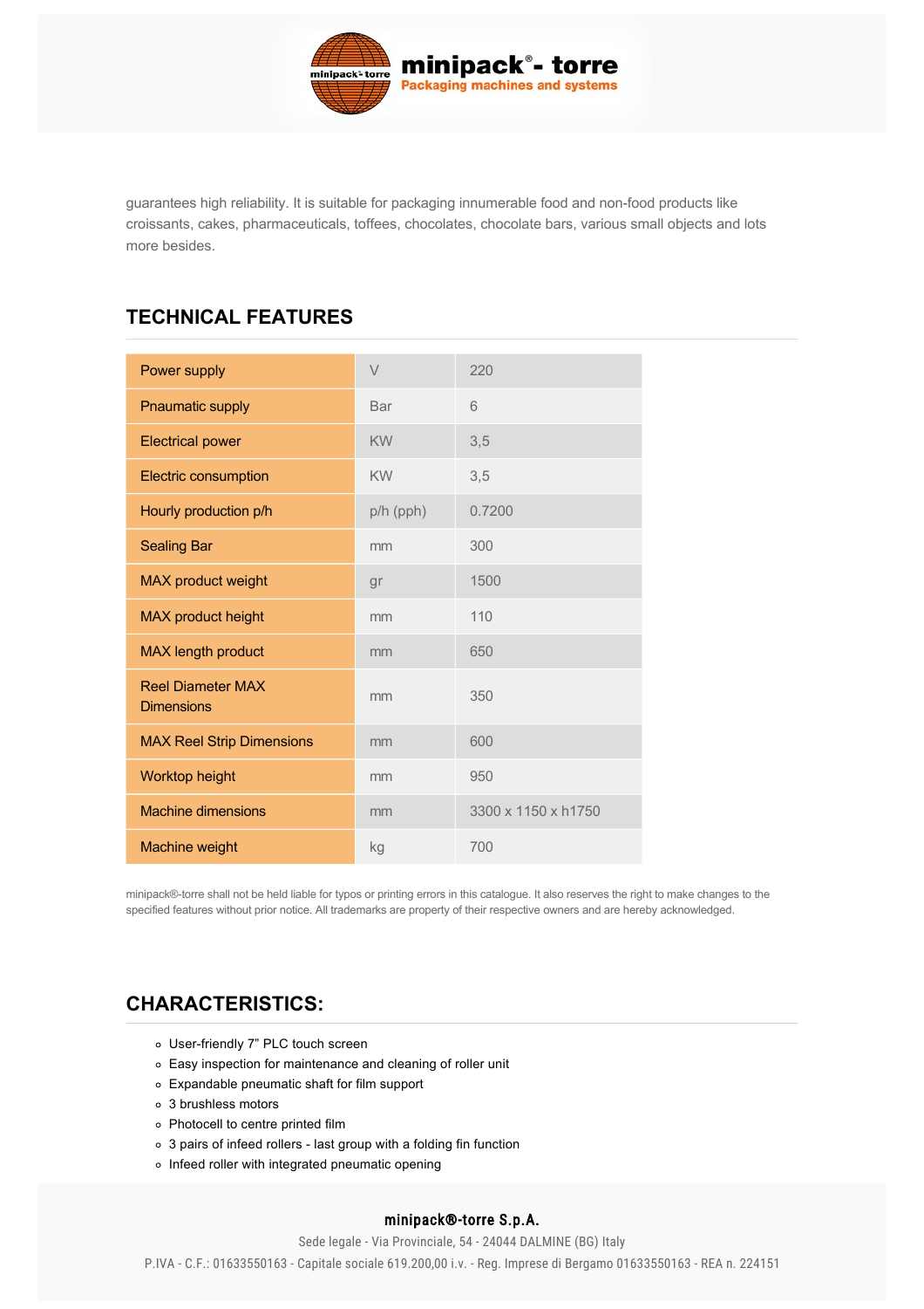guarantees high reliability. It is suitable for packaging innumerable food and non-food products like croissants, cakes, pharmaceuticals, toffees, chocolates, chocolate bars, various small objects and lots more besides.

## TECHNICAL FEATURES

| | | |
|---|---|---|
| Power supply | V | 220 |
| Pnaumatic supply | Bar | 6 |
| Electrical power | KW | 3,5 |
| Electric consumption | KW | 3,5 |
| Hourly production p/h | p/h (pph) | 0.7200 |
| Sealing Bar | mm | 300 |
| MAX product weight | gr | 1500 |
| MAX product height | mm | 110 |
| MAX length product | mm | 650 |
| Reel Diameter MAX Dimensions | mm | 350 |
| MAX Reel Strip Dimensions | mm | 600 |
| Worktop height | mm | 950 |
| Machine dimensions | mm | 3300 x 1150 x h1750 |
| Machine weight | kg | 700 |

minipack®-torre shall not be held liable for typos or printing errors in this catalogue. It also reserves the right to make changes to the specified features without prior notice. All trademarks are property of their respective owners and are hereby acknowledged.

## CHARACTERISTICS:

- User-friendly 7” PLC touch screen
- Easy inspection for maintenance and cleaning of roller unit
- Expandable pneumatic shaft for film support
- 3 brushless motors
- Photocell to centre printed film
- 3 pairs of infeed rollers - last group with a folding fin function
- Infeed roller with integrated pneumatic opening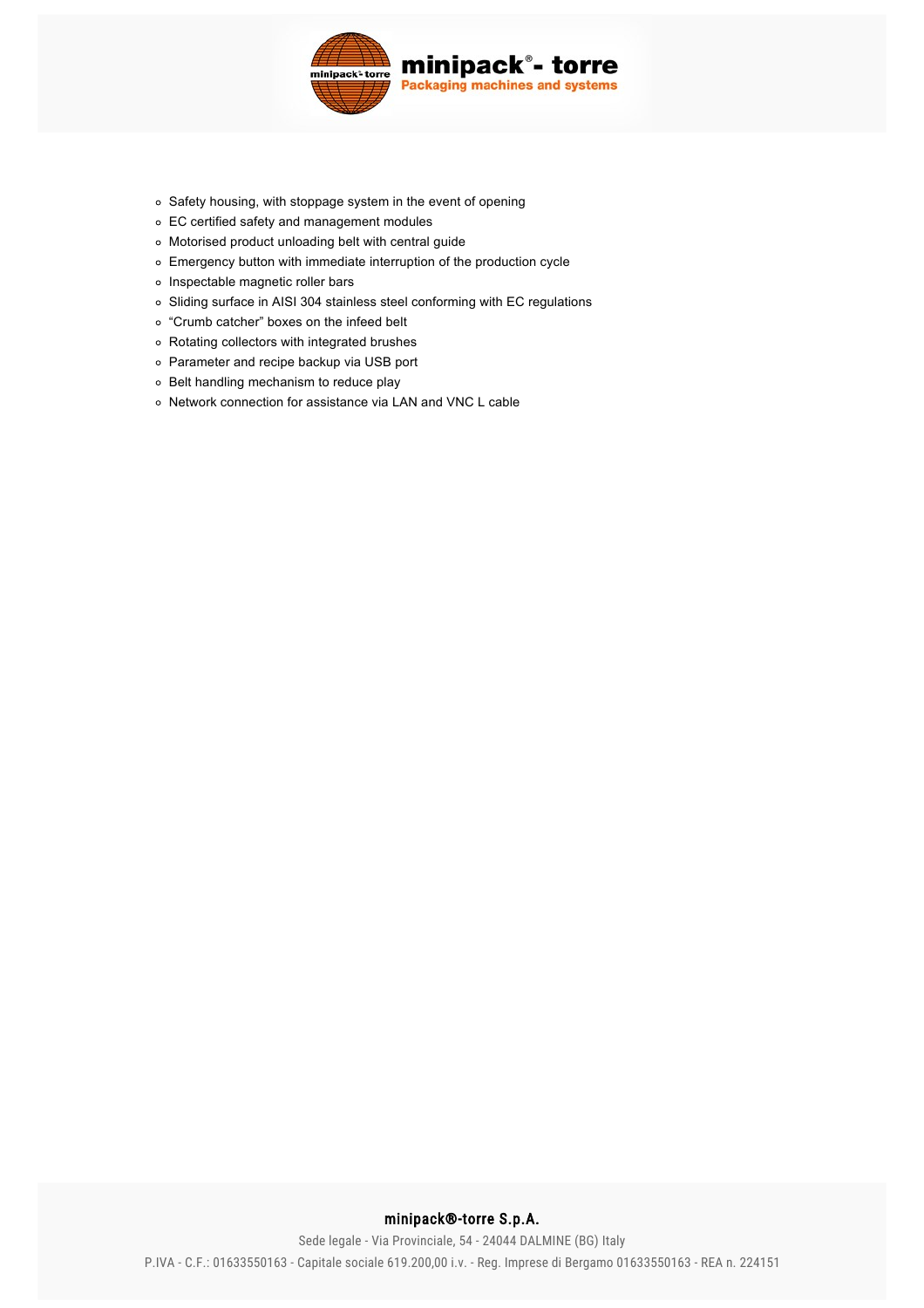- Safety housing, with stoppage system in the event of opening
- EC certified safety and management modules
- Motorised product unloading belt with central guide
- Emergency button with immediate interruption of the production cycle
- Inspectable magnetic roller bars
- Sliding surface in AISI 304 stainless steel conforming with EC regulations
- “Crumb catcher” boxes on the infeed belt
- Rotating collectors with integrated brushes
- Parameter and recipe backup via USB port
- Belt handling mechanism to reduce play
- Network connection for assistance via LAN and VNC L cable